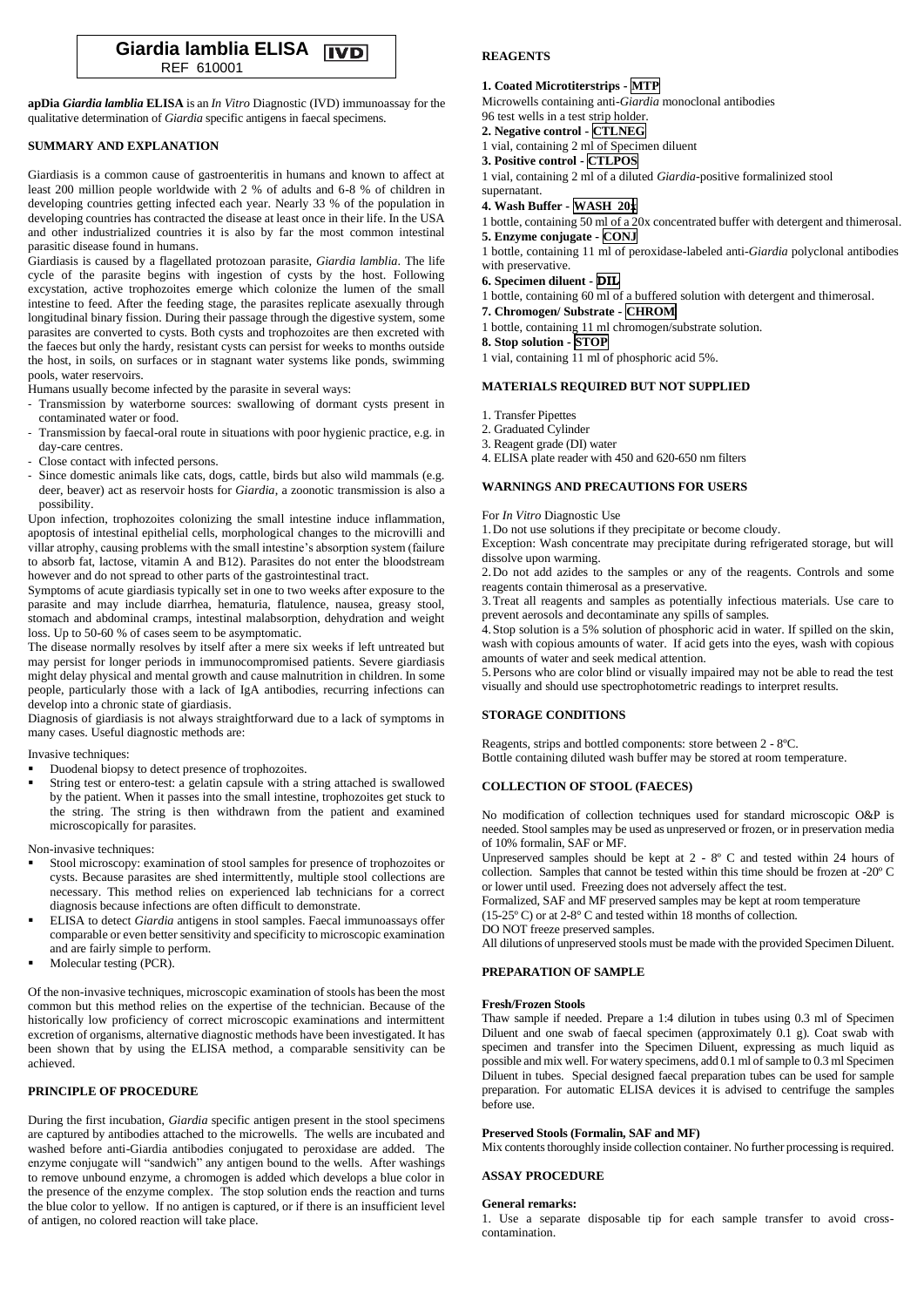# Giardia lamblia ELISA IVD

REF 610001

**apDia *Giardia lamblia* ELISA** is an *In Vitro* Diagnostic (IVD) immunoassay for the qualitative determination of *Giardia* specific antigens in faecal specimens.

## SUMMARY AND EXPLANATION

Giardiasis is a common cause of gastroenteritis in humans and known to affect at least 200 million people worldwide with 2 % of adults and 6-8 % of children in developing countries getting infected each year. Nearly 33 % of the population in developing countries has contracted the disease at least once in their life. In the USA and other industrialized countries it is also by far the most common intestinal parasitic disease found in humans.

Giardiasis is caused by a flagellated protozoan parasite, *Giardia lamblia*. The life cycle of the parasite begins with ingestion of cysts by the host. Following excystation, active trophozoites emerge which colonize the lumen of the small intestine to feed. After the feeding stage, the parasites replicate asexually through longitudinal binary fission. During their passage through the digestive system, some parasites are converted to cysts. Both cysts and trophozoites are then excreted with the faeces but only the hardy, resistant cysts can persist for weeks to months outside the host, in soils, on surfaces or in stagnant water systems like ponds, swimming pools, water reservoirs.

Humans usually become infected by the parasite in several ways:

- Transmission by waterborne sources: swallowing of dormant cysts present in contaminated water or food.
- Transmission by faecal-oral route in situations with poor hygienic practice, e.g. in day-care centres.
- Close contact with infected persons.
- Since domestic animals like cats, dogs, cattle, birds but also wild mammals (e.g. deer, beaver) act as reservoir hosts for *Giardia*, a zoonotic transmission is also a possibility.

Upon infection, trophozoites colonizing the small intestine induce inflammation, apoptosis of intestinal epithelial cells, morphological changes to the microvilli and villar atrophy, causing problems with the small intestine's absorption system (failure to absorb fat, lactose, vitamin A and B12). Parasites do not enter the bloodstream however and do not spread to other parts of the gastrointestinal tract.

Symptoms of acute giardiasis typically set in one to two weeks after exposure to the parasite and may include diarrhea, hematuria, flatulence, nausea, greasy stool, stomach and abdominal cramps, intestinal malabsorption, dehydration and weight loss. Up to 50-60 % of cases seem to be asymptomatic.

The disease normally resolves by itself after a mere six weeks if left untreated but may persist for longer periods in immunocompromised patients. Severe giardiasis might delay physical and mental growth and cause malnutrition in children. In some people, particularly those with a lack of IgA antibodies, recurring infections can develop into a chronic state of giardiasis.

Diagnosis of giardiasis is not always straightforward due to a lack of symptoms in many cases. Useful diagnostic methods are:

Invasive techniques:

- Duodenal biopsy to detect presence of trophozoites.
- String test or entero-test: a gelatin capsule with a string attached is swallowed by the patient. When it passes into the small intestine, trophozoites get stuck to the string. The string is then withdrawn from the patient and examined microscopically for parasites.

Non-invasive techniques:

- Stool microscopy: examination of stool samples for presence of trophozoites or cysts. Because parasites are shed intermittently, multiple stool collections are necessary. This method relies on experienced lab technicians for a correct diagnosis because infections are often difficult to demonstrate.
- ELISA to detect *Giardia* antigens in stool samples. Faecal immunoassays offer comparable or even better sensitivity and specificity to microscopic examination and are fairly simple to perform.
- Molecular testing (PCR).

Of the non-invasive techniques, microscopic examination of stools has been the most common but this method relies on the expertise of the technician. Because of the historically low proficiency of correct microscopic examinations and intermittent excretion of organisms, alternative diagnostic methods have been investigated. It has been shown that by using the ELISA method, a comparable sensitivity can be achieved.

## PRINCIPLE OF PROCEDURE

During the first incubation, *Giardia* specific antigen present in the stool specimens are captured by antibodies attached to the microwells. The wells are incubated and washed before anti-Giardia antibodies conjugated to peroxidase are added. The enzyme conjugate will "sandwich" any antigen bound to the wells. After washings to remove unbound enzyme, a chromogen is added which develops a blue color in the presence of the enzyme complex. The stop solution ends the reaction and turns the blue color to yellow. If no antigen is captured, or if there is an insufficient level of antigen, no colored reaction will take place.

## REAGENTS

**1. Coated Microtiterstrips - MTP**

Microwells containing anti-*Giardia* monoclonal antibodies
96 test wells in a test strip holder.

**2. Negative control - CTLNEG**

1 vial, containing 2 ml of Specimen diluent

**3. Positive control - CTLPOS**

1 vial, containing 2 ml of a diluted *Giardia*-positive formalinized stool supernatant.

**4. Wash Buffer - WASH 20x**

1 bottle, containing 50 ml of a 20x concentrated buffer with detergent and thimerosal.

**5. Enzyme conjugate - CONJ**

1 bottle, containing 11 ml of peroxidase-labeled anti-*Giardia* polyclonal antibodies with preservative.

**6. Specimen diluent - DIL**

1 bottle, containing 60 ml of a buffered solution with detergent and thimerosal.

**7. Chromogen/ Substrate - CHROM**

1 bottle, containing 11 ml chromogen/substrate solution.

**8. Stop solution - STOP**

1 vial, containing 11 ml of phosphoric acid 5%.

## MATERIALS REQUIRED BUT NOT SUPPLIED

1. Transfer Pipettes
2. Graduated Cylinder
3. Reagent grade (DI) water
4. ELISA plate reader with 450 and 620-650 nm filters

## WARNINGS AND PRECAUTIONS FOR USERS

For *In Vitro* Diagnostic Use

1. Do not use solutions if they precipitate or become cloudy.
Exception: Wash concentrate may precipitate during refrigerated storage, but will dissolve upon warming.
2. Do not add azides to the samples or any of the reagents. Controls and some reagents contain thimerosal as a preservative.
3. Treat all reagents and samples as potentially infectious materials. Use care to prevent aerosols and decontaminate any spills of samples.
4. Stop solution is a 5% solution of phosphoric acid in water. If spilled on the skin, wash with copious amounts of water. If acid gets into the eyes, wash with copious amounts of water and seek medical attention.
5. Persons who are color blind or visually impaired may not be able to read the test visually and should use spectrophotometric readings to interpret results.

## STORAGE CONDITIONS

Reagents, strips and bottled components: store between 2 - 8ºC.
Bottle containing diluted wash buffer may be stored at room temperature.

## COLLECTION OF STOOL (FAECES)

No modification of collection techniques used for standard microscopic O&P is needed. Stool samples may be used as unpreserved or frozen, or in preservation media of 10% formalin, SAF or MF.

Unpreserved samples should be kept at 2 - 8º C and tested within 24 hours of collection. Samples that cannot be tested within this time should be frozen at -20º C or lower until used. Freezing does not adversely affect the test.

Formalized, SAF and MF preserved samples may be kept at room temperature (15-25º C) or at 2-8° C and tested within 18 months of collection.

DO NOT freeze preserved samples.

All dilutions of unpreserved stools must be made with the provided Specimen Diluent.

## PREPARATION OF SAMPLE

**Fresh/Frozen Stools**

Thaw sample if needed. Prepare a 1:4 dilution in tubes using 0.3 ml of Specimen Diluent and one swab of faecal specimen (approximately 0.1 g). Coat swab with specimen and transfer into the Specimen Diluent, expressing as much liquid as possible and mix well. For watery specimens, add 0.1 ml of sample to 0.3 ml Specimen Diluent in tubes. Special designed faecal preparation tubes can be used for sample preparation. For automatic ELISA devices it is advised to centrifuge the samples before use.

**Preserved Stools (Formalin, SAF and MF)**

Mix contents thoroughly inside collection container. No further processing is required.

## ASSAY PROCEDURE

**General remarks:**

1. Use a separate disposable tip for each sample transfer to avoid cross-contamination.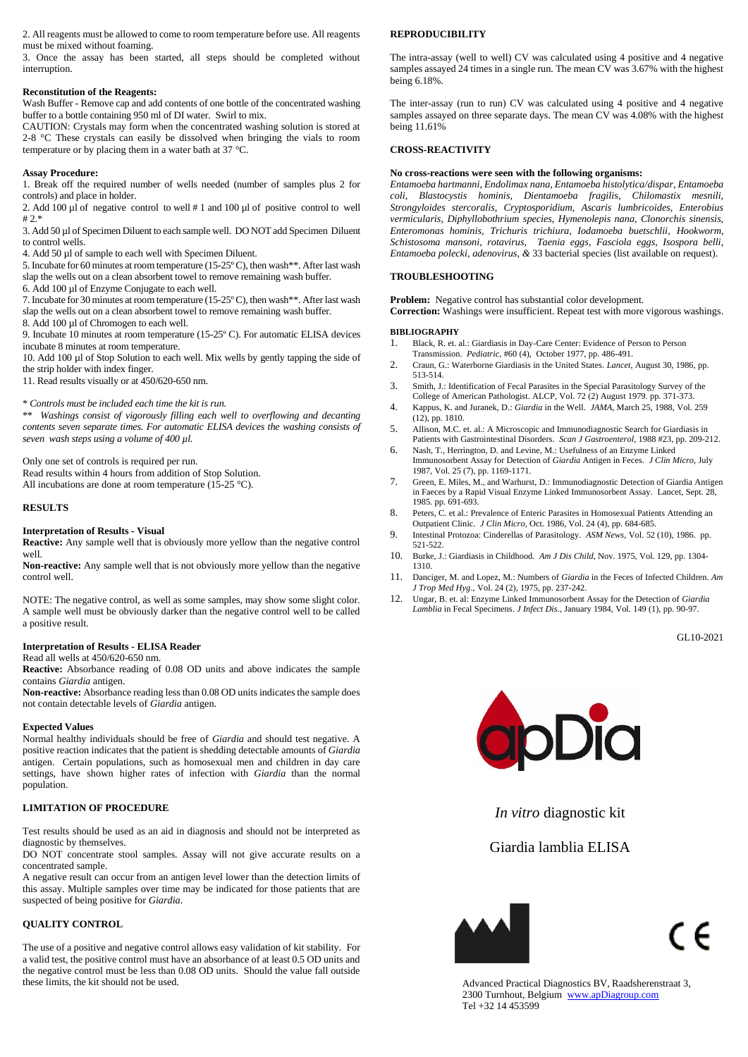2. All reagents must be allowed to come to room temperature before use. All reagents must be mixed without foaming.

3. Once the assay has been started, all steps should be completed without interruption.

**Reconstitution of the Reagents:**

Wash Buffer - Remove cap and add contents of one bottle of the concentrated washing buffer to a bottle containing 950 ml of DI water. Swirl to mix.

CAUTION: Crystals may form when the concentrated washing solution is stored at 2-8 °C These crystals can easily be dissolved when bringing the vials to room temperature or by placing them in a water bath at 37 °C.

**Assay Procedure:**

1. Break off the required number of wells needed (number of samples plus 2 for controls) and place in holder.
2. Add 100 µl of negative control to well # 1 and 100 µl of positive control to well # 2.*
3. Add 50 µl of Specimen Diluent to each sample well. DO NOT add Specimen Diluent to control wells.
4. Add 50 µl of sample to each well with Specimen Diluent.
5. Incubate for 60 minutes at room temperature (15-25º C), then wash**. After last wash slap the wells out on a clean absorbent towel to remove remaining wash buffer.
6. Add 100 µl of Enzyme Conjugate to each well.
7. Incubate for 30 minutes at room temperature (15-25º C), then wash**. After last wash slap the wells out on a clean absorbent towel to remove remaining wash buffer.
8. Add 100 µl of Chromogen to each well.
9. Incubate 10 minutes at room temperature (15-25º C). For automatic ELISA devices incubate 8 minutes at room temperature.
10. Add 100 µl of Stop Solution to each well. Mix wells by gently tapping the side of the strip holder with index finger.
11. Read results visually or at 450/620-650 nm.

\* *Controls must be included each time the kit is run.*

\*\* *Washings consist of vigorously filling each well to overflowing and decanting contents seven separate times. For automatic ELISA devices the washing consists of seven wash steps using a volume of 400 µl.*

Only one set of controls is required per run.
Read results within 4 hours from addition of Stop Solution.
All incubations are done at room temperature (15-25 °C).

## RESULTS

**Interpretation of Results - Visual**

**Reactive:** Any sample well that is obviously more yellow than the negative control well.

**Non-reactive:** Any sample well that is not obviously more yellow than the negative control well.

NOTE: The negative control, as well as some samples, may show some slight color. A sample well must be obviously darker than the negative control well to be called a positive result.

**Interpretation of Results - ELISA Reader**

Read all wells at 450/620-650 nm.

**Reactive:** Absorbance reading of 0.08 OD units and above indicates the sample contains *Giardia* antigen.

**Non-reactive:** Absorbance reading less than 0.08 OD units indicates the sample does not contain detectable levels of *Giardia* antigen.

**Expected Values**

Normal healthy individuals should be free of *Giardia* and should test negative. A positive reaction indicates that the patient is shedding detectable amounts of *Giardia* antigen. Certain populations, such as homosexual men and children in day care settings, have shown higher rates of infection with *Giardia* than the normal population.

## LIMITATION OF PROCEDURE

Test results should be used as an aid in diagnosis and should not be interpreted as diagnostic by themselves.

DO NOT concentrate stool samples. Assay will not give accurate results on a concentrated sample.

A negative result can occur from an antigen level lower than the detection limits of this assay. Multiple samples over time may be indicated for those patients that are suspected of being positive for *Giardia*.

## QUALITY CONTROL

The use of a positive and negative control allows easy validation of kit stability. For a valid test, the positive control must have an absorbance of at least 0.5 OD units and the negative control must be less than 0.08 OD units. Should the value fall outside these limits, the kit should not be used.

## REPRODUCIBILITY

The intra-assay (well to well) CV was calculated using 4 positive and 4 negative samples assayed 24 times in a single run. The mean CV was 3.67% with the highest being 6.18%.

The inter-assay (run to run) CV was calculated using 4 positive and 4 negative samples assayed on three separate days. The mean CV was 4.08% with the highest being 11.61%

## CROSS-REACTIVITY

**No cross-reactions were seen with the following organisms:**

*Entamoeba hartmanni, Endolimax nana, Entamoeba histolytica/dispar, Entamoeba coli, Blastocystis hominis, Dientamoeba fragilis, Chilomastix mesnili, Strongyloides stercoralis, Cryptosporidium, Ascaris lumbricoides, Enterobius vermicularis, Diphyllobothrium species, Hymenolepis nana, Clonorchis sinensis, Enteromonas hominis, Trichuris trichiura, Iodamoeba buetschlii, Hookworm, Schistosoma mansoni, rotavirus, Taenia eggs, Fasciola eggs, Isospora belli, Entamoeba polecki, adenovirus, &* 33 bacterial species (list available on request).

## TROUBLESHOOTING

**Problem:** Negative control has substantial color development.
**Correction:** Washings were insufficient. Repeat test with more vigorous washings.

## BIBLIOGRAPHY

1. Black, R. et. al.: Giardiasis in Day-Care Center: Evidence of Person to Person Transmission. *Pediatric*, #60 (4), October 1977, pp. 486-491.
2. Craun, G.: Waterborne Giardiasis in the United States. *Lancet*, August 30, 1986, pp. 513-514.
3. Smith, J.: Identification of Fecal Parasites in the Special Parasitology Survey of the College of American Pathologist. ALCP, Vol. 72 (2) August 1979. pp. 371-373.
4. Kappus, K. and Juranek, D.: *Giardia* in the Well. *JAMA*, March 25, 1988, Vol. 259 (12), pp. 1810.
5. Allison, M.C. et. al.: A Microscopic and Immunodiagnostic Search for Giardiasis in Patients with Gastrointestinal Disorders. *Scan J Gastroenterol*, 1988 #23, pp. 209-212.
6. Nash, T., Herrington, D. and Levine, M.: Usefulness of an Enzyme Linked Immunosorbent Assay for Detection of *Giardia* Antigen in Feces. *J Clin Micro*, July 1987, Vol. 25 (7), pp. 1169-1171.
7. Green, E. Miles, M., and Warhurst, D.: Immunodiagnostic Detection of Giardia Antigen in Faeces by a Rapid Visual Enzyme Linked Immunosorbent Assay. Lancet, Sept. 28, 1985. pp. 691-693.
8. Peters, C. et al.: Prevalence of Enteric Parasites in Homosexual Patients Attending an Outpatient Clinic. *J Clin Micro*, Oct. 1986, Vol. 24 (4), pp. 684-685.
9. Intestinal Protozoa: Cinderellas of Parasitology. *ASM News*, Vol. 52 (10), 1986. pp. 521-522.
10. Burke, J.: Giardiasis in Childhood. *Am J Dis Child*, Nov. 1975, Vol. 129, pp. 1304-1310.
11. Danciger, M. and Lopez, M.: Numbers of *Giardia* in the Feces of Infected Children. *Am J Trop Med Hyg*., Vol. 24 (2), 1975, pp. 237-242.
12. Ungar, B. et. al: Enzyme Linked Immunosorbent Assay for the Detection of *Giardia Lamblia* in Fecal Specimens. *J Infect Dis*., January 1984, Vol. 149 (1), pp. 90-97.

GL10-2021

apDia

*In vitro* diagnostic kit

Giardia lamblia ELISA

CE

Advanced Practical Diagnostics BV, Raadsherenstraat 3, 2300 Turnhout, Belgium www.apDiagroup.com
Tel +32 14 453599